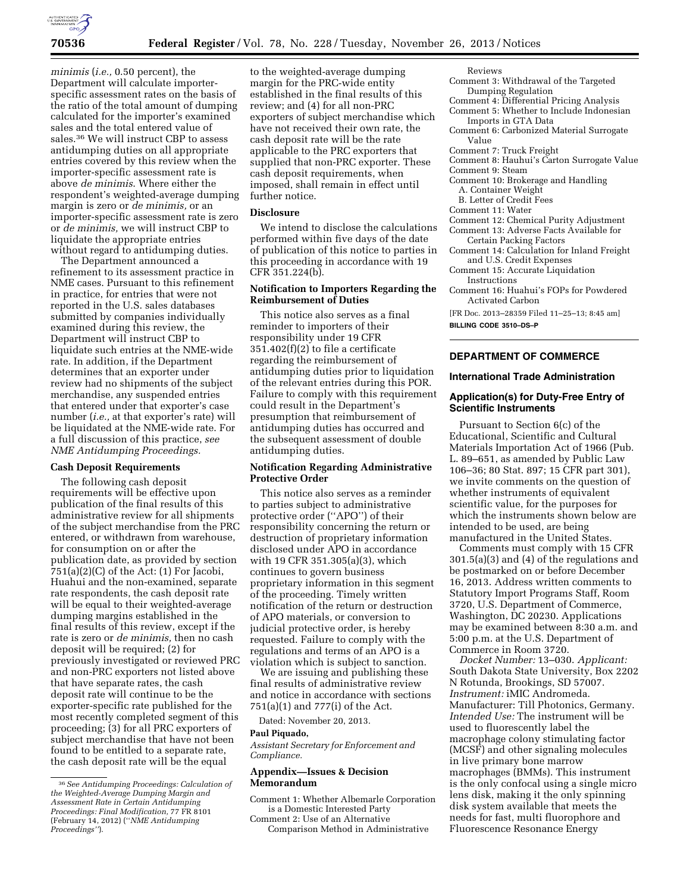*minimis* (*i.e.,* 0.50 percent), the Department will calculate importer-specific assessment rates on the basis of the ratio of the total amount of dumping calculated for the importer's examined sales and the total entered value of sales.[36] We will instruct CBP to assess antidumping duties on all appropriate entries covered by this review when the importer-specific assessment rate is above *de minimis*. Where either the respondent's weighted-average dumping margin is zero or *de minimis,* or an importer-specific assessment rate is zero or *de minimis,* we will instruct CBP to liquidate the appropriate entries without regard to antidumping duties.

The Department announced a refinement to its assessment practice in NME cases. Pursuant to this refinement in practice, for entries that were not reported in the U.S. sales databases submitted by companies individually examined during this review, the Department will instruct CBP to liquidate such entries at the NME-wide rate. In addition, if the Department determines that an exporter under review had no shipments of the subject merchandise, any suspended entries that entered under that exporter's case number (*i.e.,* at that exporter's rate) will be liquidated at the NME-wide rate. For a full discussion of this practice, *see NME Antidumping Proceedings.*

**Cash Deposit Requirements**

The following cash deposit requirements will be effective upon publication of the final results of this administrative review for all shipments of the subject merchandise from the PRC entered, or withdrawn from warehouse, for consumption on or after the publication date, as provided by section 751(a)(2)(C) of the Act: (1) For Jacobi, Huahui and the non-examined, separate rate respondents, the cash deposit rate will be equal to their weighted-average dumping margins established in the final results of this review, except if the rate is zero or *de minimis,* then no cash deposit will be required; (2) for previously investigated or reviewed PRC and non-PRC exporters not listed above that have separate rates, the cash deposit rate will continue to be the exporter-specific rate published for the most recently completed segment of this proceeding; (3) for all PRC exporters of subject merchandise that have not been found to be entitled to a separate rate, the cash deposit rate will be the equal to the weighted-average dumping margin for the PRC-wide entity established in the final results of this review; and (4) for all non-PRC exporters of subject merchandise which have not received their own rate, the cash deposit rate will be the rate applicable to the PRC exporters that supplied that non-PRC exporter. These cash deposit requirements, when imposed, shall remain in effect until further notice.

[36] *See Antidumping Proceedings: Calculation of the Weighted-Average Dumping Margin and Assessment Rate in Certain Antidumping Proceedings: Final Modification,* 77 FR 8101 (February 14, 2012) (''*NME Antidumping Proceedings''*).

**Disclosure**

We intend to disclose the calculations performed within five days of the date of publication of this notice to parties in this proceeding in accordance with 19 CFR 351.224(b).

**Notification to Importers Regarding the Reimbursement of Duties**

This notice also serves as a final reminder to importers of their responsibility under 19 CFR 351.402(f)(2) to file a certificate regarding the reimbursement of antidumping duties prior to liquidation of the relevant entries during this POR. Failure to comply with this requirement could result in the Department's presumption that reimbursement of antidumping duties has occurred and the subsequent assessment of double antidumping duties.

**Notification Regarding Administrative Protective Order**

This notice also serves as a reminder to parties subject to administrative protective order (''APO'') of their responsibility concerning the return or destruction of proprietary information disclosed under APO in accordance with 19 CFR 351.305(a)(3), which continues to govern business proprietary information in this segment of the proceeding. Timely written notification of the return or destruction of APO materials, or conversion to judicial protective order, is hereby requested. Failure to comply with the regulations and terms of an APO is a violation which is subject to sanction.

We are issuing and publishing these final results of administrative review and notice in accordance with sections 751(a)(1) and 777(i) of the Act.

Dated: November 20, 2013.

**Paul Piquado,**

*Assistant Secretary for Enforcement and Compliance.*

**Appendix—Issues & Decision Memorandum**

Comment 1: Whether Albemarle Corporation is a Domestic Interested Party
Comment 2: Use of an Alternative Comparison Method in Administrative Reviews
Comment 3: Withdrawal of the Targeted Dumping Regulation
Comment 4: Differential Pricing Analysis
Comment 5: Whether to Include Indonesian Imports in GTA Data
Comment 6: Carbonized Material Surrogate Value
Comment 7: Truck Freight
Comment 8: Hauhui's Carton Surrogate Value
Comment 9: Steam
Comment 10: Brokerage and Handling
A. Container Weight
B. Letter of Credit Fees
Comment 11: Water
Comment 12: Chemical Purity Adjustment
Comment 13: Adverse Facts Available for Certain Packing Factors
Comment 14: Calculation for Inland Freight and U.S. Credit Expenses
Comment 15: Accurate Liquidation Instructions
Comment 16: Huahui's FOPs for Powdered Activated Carbon

[FR Doc. 2013–28359 Filed 11–25–13; 8:45 am]

**BILLING CODE 3510–DS–P**

## DEPARTMENT OF COMMERCE

### International Trade Administration

### Application(s) for Duty-Free Entry of Scientific Instruments

Pursuant to Section 6(c) of the Educational, Scientific and Cultural Materials Importation Act of 1966 (Pub. L. 89–651, as amended by Public Law 106–36; 80 Stat. 897; 15 CFR part 301), we invite comments on the question of whether instruments of equivalent scientific value, for the purposes for which the instruments shown below are intended to be used, are being manufactured in the United States.

Comments must comply with 15 CFR 301.5(a)(3) and (4) of the regulations and be postmarked on or before December 16, 2013. Address written comments to Statutory Import Programs Staff, Room 3720, U.S. Department of Commerce, Washington, DC 20230. Applications may be examined between 8:30 a.m. and 5:00 p.m. at the U.S. Department of Commerce in Room 3720.

*Docket Number:* 13–030. *Applicant:* South Dakota State University, Box 2202 N Rotunda, Brookings, SD 57007. *Instrument:* iMIC Andromeda. Manufacturer: Till Photonics, Germany. *Intended Use:* The instrument will be used to fluorescently label the macrophage colony stimulating factor (MCSF) and other signaling molecules in live primary bone marrow macrophages (BMMs). This instrument is the only confocal using a single micro lens disk, making it the only spinning disk system available that meets the needs for fast, multi fluorophore and Fluorescence Resonance Energy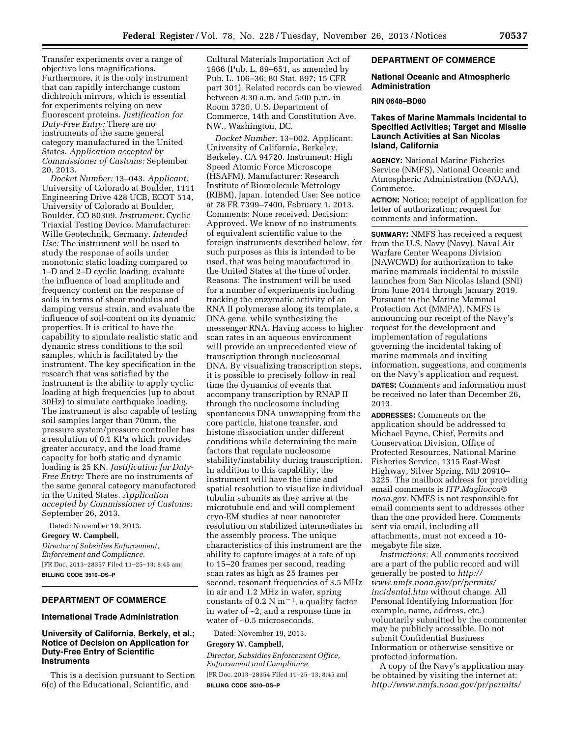Transfer experiments over a range of objective lens magnifications. Furthermore, it is the only instrument that can rapidly interchange custom dichtroich mirrors, which is essential for experiments relying on new fluorescent proteins. *Justification for Duty-Free Entry:* There are no instruments of the same general category manufactured in the United States. *Application accepted by Commissioner of Customs:* September 20, 2013.

*Docket Number:* 13–043. *Applicant:* University of Colorado at Boulder, 1111 Engineering Drive 428 UCB, ECOT 514, University of Colorado at Boulder, Boulder, CO 80309. *Instrument:* Cyclic Triaxial Testing Device. Manufacturer: Wille Geotechnik, Germany. *Intended Use:* The instrument will be used to study the response of soils under monotonic static loading compared to 1–D and 2–D cyclic loading, evaluate the influence of load amplitude and frequency content on the response of soils in terms of shear modulus and damping versus strain, and evaluate the influence of soil-content on its dynamic properties. It is critical to have the capability to simulate realistic static and dynamic stress conditions to the soil samples, which is facilitated by the instrument. The key specification in the research that was satisfied by the instrument is the ability to apply cyclic loading at high frequencies (up to about 30Hz) to simulate earthquake loading. The instrument is also capable of testing soil samples larger than 70mm, the pressure system/pressure controller has a resolution of 0.1 KPa which provides greater accuracy, and the load frame capacity for both static and dynamic loading is 25 KN. *Justification for Duty-Free Entry:* There are no instruments of the same general category manufactured in the United States. *Application accepted by Commissioner of Customs:* September 26, 2013.

Dated: November 19, 2013.

**Gregory W. Campbell,**

*Director of Subsidies Enforcement, Enforcement and Compliance.*

[FR Doc. 2013–28357 Filed 11–25–13; 8:45 am]

**BILLING CODE 3510–DS–P**

## DEPARTMENT OF COMMERCE

### International Trade Administration

### University of California, Berkely, et al.; Notice of Decision on Application for Duty-Free Entry of Scientific Instruments

This is a decision pursuant to Section 6(c) of the Educational, Scientific, and Cultural Materials Importation Act of 1966 (Pub. L. 89–651, as amended by Pub. L. 106–36; 80 Stat. 897; 15 CFR part 301). Related records can be viewed between 8:30 a.m. and 5:00 p.m. in Room 3720, U.S. Department of Commerce, 14th and Constitution Ave. NW., Washington, DC.

*Docket Number:* 13–002. Applicant: University of California, Berkeley, Berkeley, CA 94720. Instrument: High Speed Atomic Force Microscope (HSAFM). Manufacturer: Research Institute of Biomolecule Metrology (RIBM), Japan. Intended Use: See notice at 78 FR 7399–7400, February 1, 2013. Comments: None received. Decision: Approved. We know of no instruments of equivalent scientific value to the foreign instruments described below, for such purposes as this is intended to be used, that was being manufactured in the United States at the time of order. Reasons: The instrument will be used for a number of experiments including tracking the enzymatic activity of an RNA II polymerase along its template, a DNA gene, while synthesizing the messenger RNA. Having access to higher scan rates in an aqueous environment will provide an unprecedented view of transcription through nucleosomal DNA. By visualizing transcription steps, it is possible to precisely follow in real time the dynamics of events that accompany transcription by RNAP II through the nucleosome including spontaneous DNA unwrapping from the core particle, histone transfer, and histone dissociation under different conditions while determining the main factors that regulate nucleosome stability/instability during transcription. In addition to this capability, the instrument will have the time and spatial resolution to visualize individual tubulin subunits as they arrive at the microtubule end and will complement cryo-EM studies at near nanometer resolution on stabilized intermediates in the assembly process. The unique characteristics of this instrument are the ability to capture images at a rate of up to 15–20 frames per second, reading scan rates as high as 25 frames per second, resonant frequencies of 3.5 MHz in air and 1.2 MHz in water, spring constants of 0.2 N $m^{-1}$, a quality factor in water of ~2, and a response time in water of ~0.5 microseconds.

Dated: November 19, 2013.

**Gregory W. Campbell,**

*Director, Subsidies Enforcement Office, Enforcement and Compliance.*

[FR Doc. 2013–28354 Filed 11–25–13; 8:45 am]

**BILLING CODE 3510–DS–P**

## DEPARTMENT OF COMMERCE

### National Oceanic and Atmospheric Administration

**RIN 0648–BD80**

### Takes of Marine Mammals Incidental to Specified Activities; Target and Missile Launch Activities at San Nicolas Island, California

**AGENCY:** National Marine Fisheries Service (NMFS), National Oceanic and Atmospheric Administration (NOAA), Commerce.

**ACTION:** Notice; receipt of application for letter of authorization; request for comments and information.

**SUMMARY:** NMFS has received a request from the U.S. Navy (Navy), Naval Air Warfare Center Weapons Division (NAWCWD) for authorization to take marine mammals incidental to missile launches from San Nicolas Island (SNI) from June 2014 through January 2019. Pursuant to the Marine Mammal Protection Act (MMPA), NMFS is announcing our receipt of the Navy's request for the development and implementation of regulations governing the incidental taking of marine mammals and inviting information, suggestions, and comments on the Navy's application and request.

**DATES:** Comments and information must be received no later than December 26, 2013.

**ADDRESSES:** Comments on the application should be addressed to Michael Payne, Chief, Permits and Conservation Division, Office of Protected Resources, National Marine Fisheries Service, 1315 East-West Highway, Silver Spring, MD 20910–3225. The mailbox address for providing email comments is *ITP.Magliocca@noaa.gov.* NMFS is not responsible for email comments sent to addresses other than the one provided here. Comments sent via email, including all attachments, must not exceed a 10-megabyte file size.

*Instructions:* All comments received are a part of the public record and will generally be posted to *http://www.nmfs.noaa.gov/pr/permits/incidental.htm* without change. All Personal Identifying Information (for example, name, address, etc.) voluntarily submitted by the commenter may be publicly accessible. Do not submit Confidential Business Information or otherwise sensitive or protected information.

A copy of the Navy's application may be obtained by visiting the internet at: *http://www.nmfs.noaa.gov/pr/permits/*